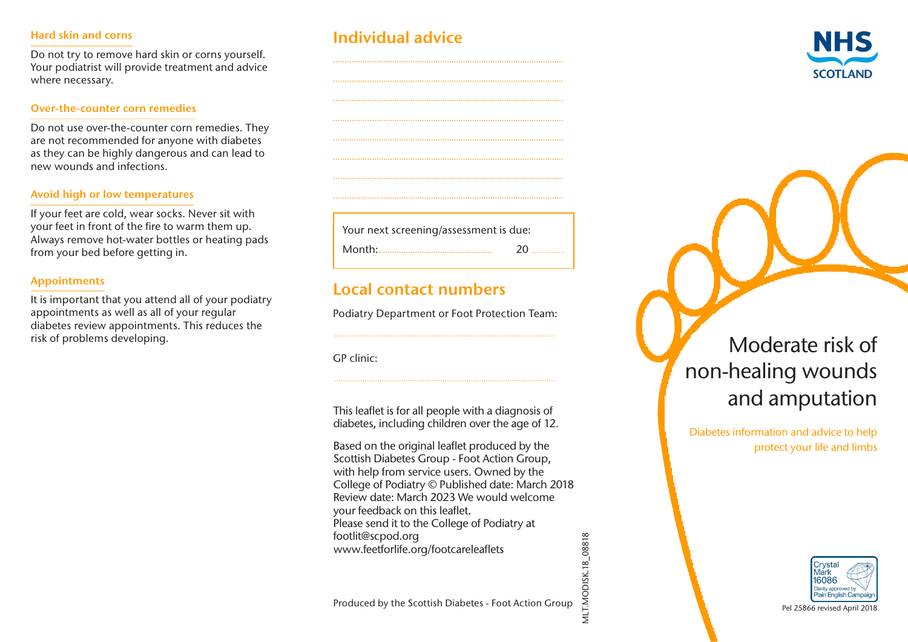### Hard skin and corns

Do not try to remove hard skin or corns yourself. Your podiatrist will provide treatment and advice where necessary.

### Over-the-counter corn remedies

Do not use over-the-counter corn remedies. They are not recommended for anyone with diabetes as they can be highly dangerous and can lead to new wounds and infections.

### Avoid high or low temperatures

If your feet are cold, wear socks. Never sit with your feet in front of the fire to warm them up. Always remove hot-water bottles or heating pads from your bed before getting in.

### Appointments

It is important that you attend all of your podiatry appointments as well as all of your regular diabetes review appointments. This reduces the risk of problems developing.

## Individual advice

..............................................................................................

..............................................................................................

..............................................................................................

..............................................................................................

..............................................................................................

..............................................................................................

..............................................................................................

..............................................................................................

Your next screening/assessment is due:

Month:................................................ 20 ..............

## Local contact numbers

Podiatry Department or Foot Protection Team:

..............................................................................................

GP clinic:

..............................................................................................

This leaflet is for all people with a diagnosis of diabetes, including children over the age of 12.

Based on the original leaflet produced by the Scottish Diabetes Group - Foot Action Group, with help from service users. Owned by the College of Podiatry © Published date: March 2018 Review date: March 2023 We would welcome your feedback on this leaflet.
Please send it to the College of Podiatry at footlit@scpod.org
www.feetforlife.org/footcareleaflets

Produced by the Scottish Diabetes - Foot Action Group

MLT.MODISK.18_08818

NHS SCOTLAND

# Moderate risk of non-healing wounds and amputation

Diabetes information and advice to help protect your life and limbs

Crystal Mark 16086 Clarity approved by Plain English Campaign

Pel 25866 revised April 2018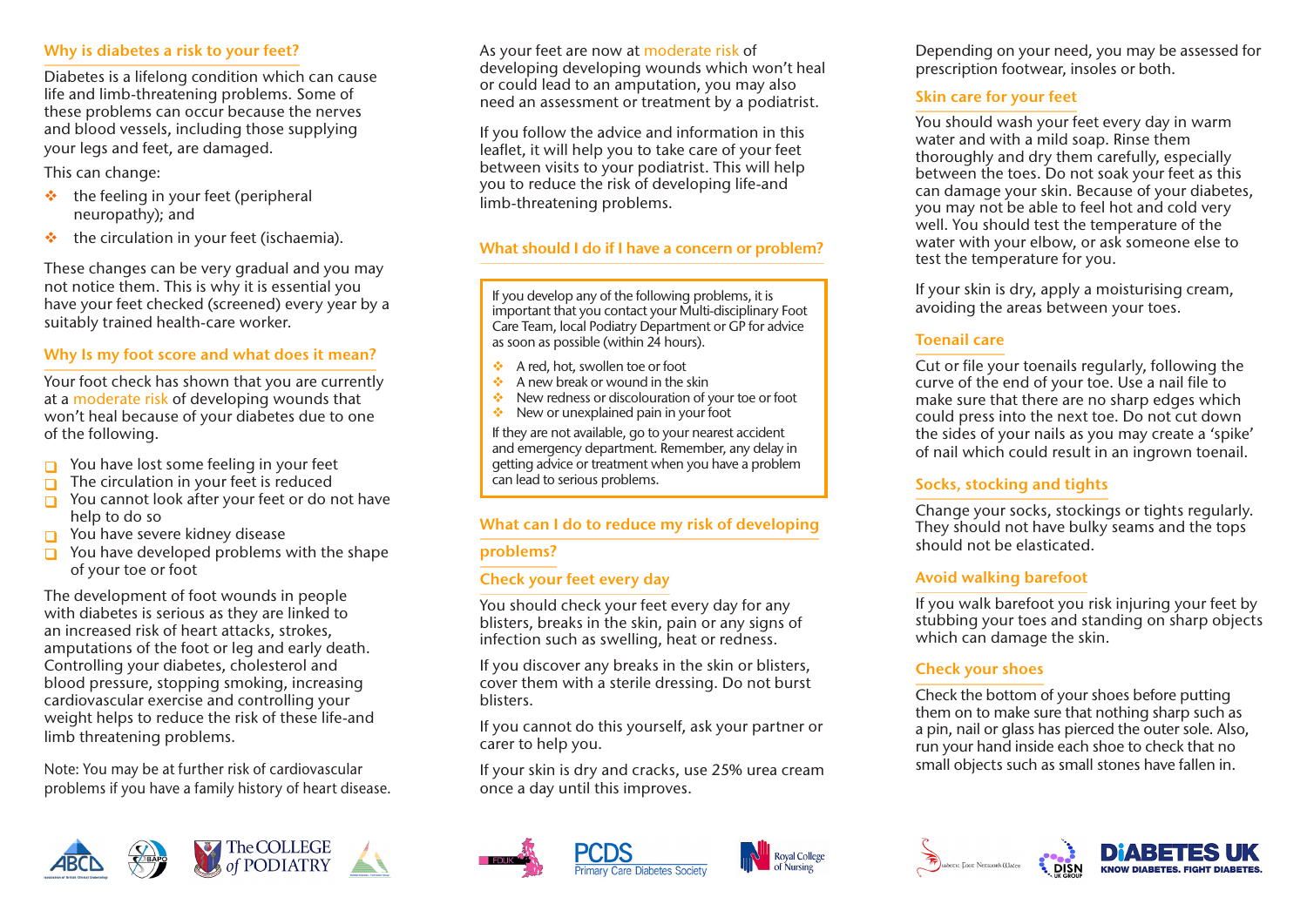## Why is diabetes a risk to your feet?

Diabetes is a lifelong condition which can cause life and limb-threatening problems. Some of these problems can occur because the nerves and blood vessels, including those supplying your legs and feet, are damaged.

This can change:

- the feeling in your feet (peripheral neuropathy); and
- the circulation in your feet (ischaemia).

These changes can be very gradual and you may not notice them. This is why it is essential you have your feet checked (screened) every year by a suitably trained health-care worker.

## Why Is my foot score and what does it mean?

Your foot check has shown that you are currently at a moderate risk of developing wounds that won't heal because of your diabetes due to one of the following.

- You have lost some feeling in your feet
- The circulation in your feet is reduced
- You cannot look after your feet or do not have help to do so
- You have severe kidney disease
- You have developed problems with the shape of your toe or foot

The development of foot wounds in people with diabetes is serious as they are linked to an increased risk of heart attacks, strokes, amputations of the foot or leg and early death. Controlling your diabetes, cholesterol and blood pressure, stopping smoking, increasing cardiovascular exercise and controlling your weight helps to reduce the risk of these life-and limb threatening problems.

Note: You may be at further risk of cardiovascular problems if you have a family history of heart disease.

As your feet are now at moderate risk of developing developing wounds which won't heal or could lead to an amputation, you may also need an assessment or treatment by a podiatrist.

If you follow the advice and information in this leaflet, it will help you to take care of your feet between visits to your podiatrist. This will help you to reduce the risk of developing life-and limb-threatening problems.

## What should I do if I have a concern or problem?

If you develop any of the following problems, it is important that you contact your Multi-disciplinary Foot Care Team, local Podiatry Department or GP for advice as soon as possible (within 24 hours).

- A red, hot, swollen toe or foot
- A new break or wound in the skin
- New redness or discolouration of your toe or foot
- New or unexplained pain in your foot

If they are not available, go to your nearest accident and emergency department. Remember, any delay in getting advice or treatment when you have a problem can lead to serious problems.

## What can I do to reduce my risk of developing problems?

### Check your feet every day

You should check your feet every day for any blisters, breaks in the skin, pain or any signs of infection such as swelling, heat or redness.

If you discover any breaks in the skin or blisters, cover them with a sterile dressing. Do not burst blisters.

If you cannot do this yourself, ask your partner or carer to help you.

If your skin is dry and cracks, use 25% urea cream once a day until this improves.

Depending on your need, you may be assessed for prescription footwear, insoles or both.

### Skin care for your feet

You should wash your feet every day in warm water and with a mild soap. Rinse them thoroughly and dry them carefully, especially between the toes. Do not soak your feet as this can damage your skin. Because of your diabetes, you may not be able to feel hot and cold very well. You should test the temperature of the water with your elbow, or ask someone else to test the temperature for you.

If your skin is dry, apply a moisturising cream, avoiding the areas between your toes.

### Toenail care

Cut or file your toenails regularly, following the curve of the end of your toe. Use a nail file to make sure that there are no sharp edges which could press into the next toe. Do not cut down the sides of your nails as you may create a 'spike' of nail which could result in an ingrown toenail.

### Socks, stocking and tights

Change your socks, stockings or tights regularly. They should not have bulky seams and the tops should not be elasticated.

### Avoid walking barefoot

If you walk barefoot you risk injuring your feet by stubbing your toes and standing on sharp objects which can damage the skin.

### Check your shoes

Check the bottom of your shoes before putting them on to make sure that nothing sharp such as a pin, nail or glass has pierced the outer sole. Also, run your hand inside each shoe to check that no small objects such as small stones have fallen in.